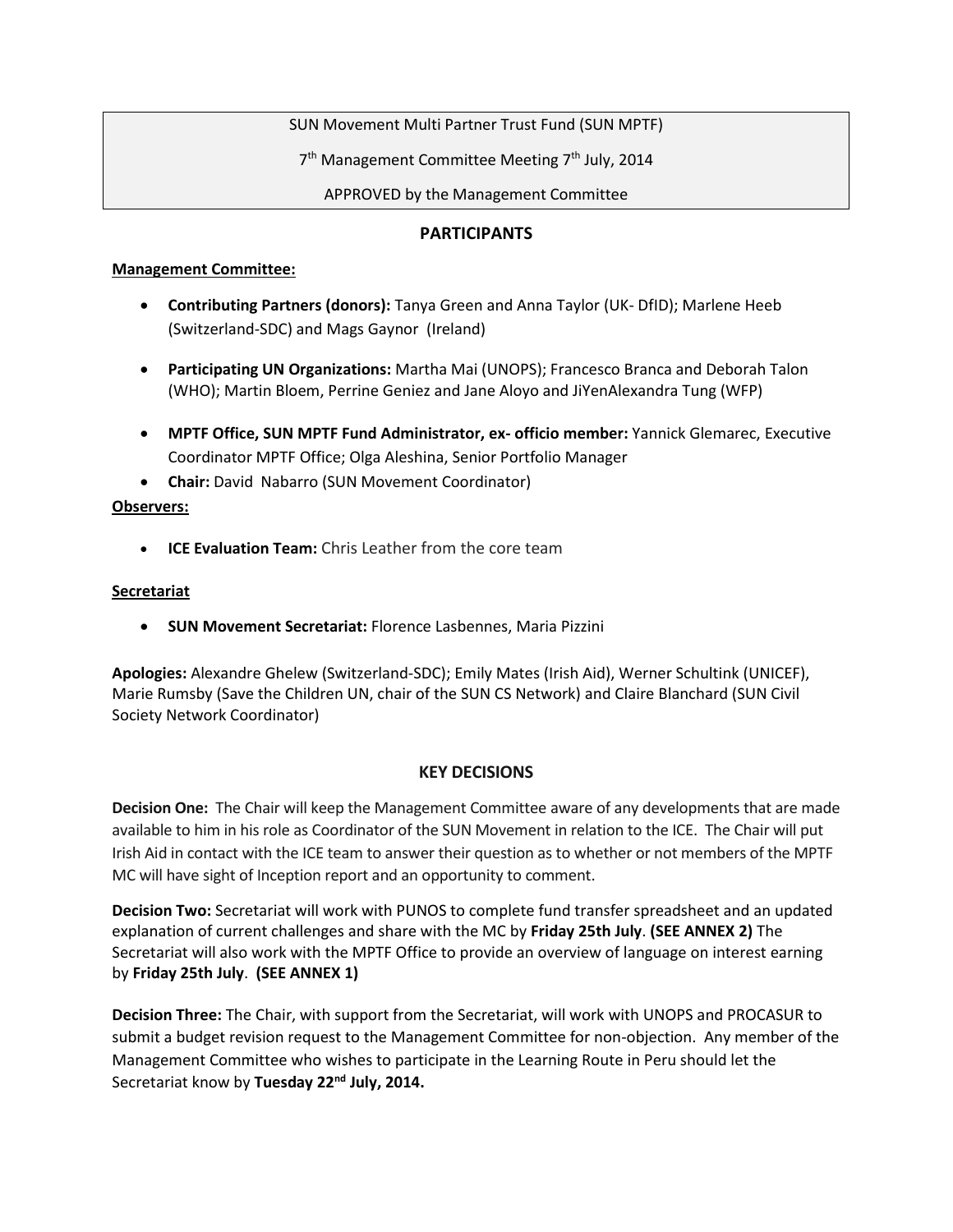SUN Movement Multi Partner Trust Fund (SUN MPTF)

7th Management Committee Meeting 7th July, 2014

APPROVED by the Management Committee

## PARTICIPANTS

**Management Committee:**

- **Contributing Partners (donors):** Tanya Green and Anna Taylor (UK- DfID); Marlene Heeb (Switzerland-SDC) and Mags Gaynor (Ireland)
- **Participating UN Organizations:** Martha Mai (UNOPS); Francesco Branca and Deborah Talon (WHO); Martin Bloem, Perrine Geniez and Jane Aloyo and JiYenAlexandra Tung (WFP)
- **MPTF Office, SUN MPTF Fund Administrator, ex- officio member:** Yannick Glemarec, Executive Coordinator MPTF Office; Olga Aleshina, Senior Portfolio Manager
- **Chair:** David Nabarro (SUN Movement Coordinator)

**Observers:**

- **ICE Evaluation Team:** Chris Leather from the core team

**Secretariat**

- **SUN Movement Secretariat:** Florence Lasbennes, Maria Pizzini

**Apologies:** Alexandre Ghelew (Switzerland-SDC); Emily Mates (Irish Aid), Werner Schultink (UNICEF), Marie Rumsby (Save the Children UN, chair of the SUN CS Network) and Claire Blanchard (SUN Civil Society Network Coordinator)

## KEY DECISIONS

**Decision One:** The Chair will keep the Management Committee aware of any developments that are made available to him in his role as Coordinator of the SUN Movement in relation to the ICE. The Chair will put Irish Aid in contact with the ICE team to answer their question as to whether or not members of the MPTF MC will have sight of Inception report and an opportunity to comment.

**Decision Two:** Secretariat will work with PUNOS to complete fund transfer spreadsheet and an updated explanation of current challenges and share with the MC by **Friday 25th July**. **(SEE ANNEX 2)** The Secretariat will also work with the MPTF Office to provide an overview of language on interest earning by **Friday 25th July**. **(SEE ANNEX 1)**

**Decision Three:** The Chair, with support from the Secretariat, will work with UNOPS and PROCASUR to submit a budget revision request to the Management Committee for non-objection. Any member of the Management Committee who wishes to participate in the Learning Route in Peru should let the Secretariat know by **Tuesday 22nd July, 2014.**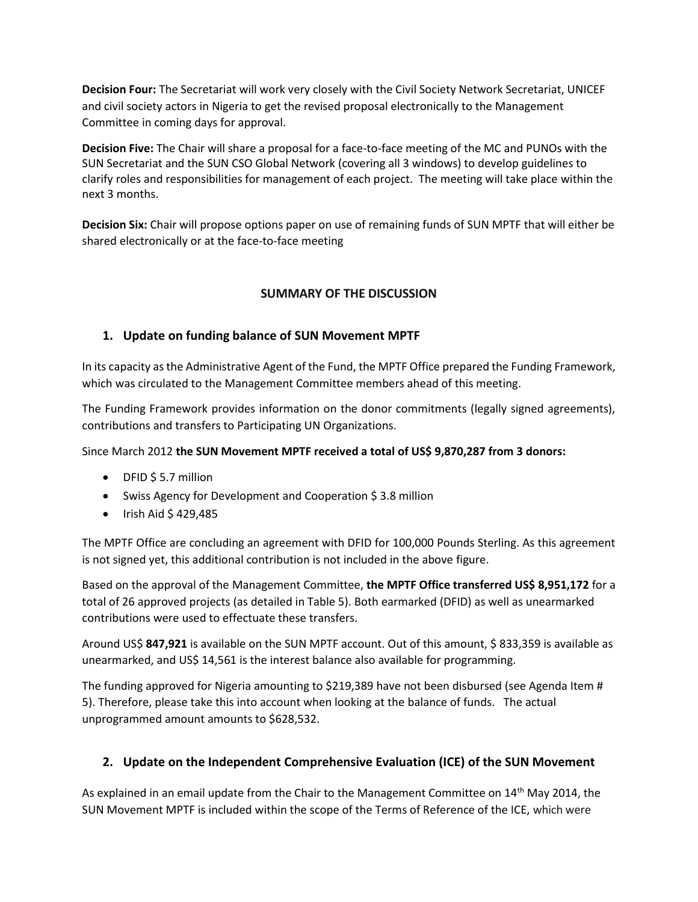**Decision Four:** The Secretariat will work very closely with the Civil Society Network Secretariat, UNICEF and civil society actors in Nigeria to get the revised proposal electronically to the Management Committee in coming days for approval.

**Decision Five:** The Chair will share a proposal for a face-to-face meeting of the MC and PUNOs with the SUN Secretariat and the SUN CSO Global Network (covering all 3 windows) to develop guidelines to clarify roles and responsibilities for management of each project. The meeting will take place within the next 3 months.

**Decision Six:** Chair will propose options paper on use of remaining funds of SUN MPTF that will either be shared electronically or at the face-to-face meeting

## SUMMARY OF THE DISCUSSION

### 1. Update on funding balance of SUN Movement MPTF

In its capacity as the Administrative Agent of the Fund, the MPTF Office prepared the Funding Framework, which was circulated to the Management Committee members ahead of this meeting.

The Funding Framework provides information on the donor commitments (legally signed agreements), contributions and transfers to Participating UN Organizations.

Since March 2012 **the SUN Movement MPTF received a total of US$ 9,870,287 from 3 donors:**

- DFID $ 5.7 million
- Swiss Agency for Development and Cooperation $ 3.8 million
- Irish Aid $ 429,485

The MPTF Office are concluding an agreement with DFID for 100,000 Pounds Sterling. As this agreement is not signed yet, this additional contribution is not included in the above figure.

Based on the approval of the Management Committee, **the MPTF Office transferred US$ 8,951,172** for a total of 26 approved projects (as detailed in Table 5). Both earmarked (DFID) as well as unearmarked contributions were used to effectuate these transfers.

Around US$ **847,921** is available on the SUN MPTF account. Out of this amount, $ 833,359 is available as unearmarked, and US$ 14,561 is the interest balance also available for programming.

The funding approved for Nigeria amounting to $219,389 have not been disbursed (see Agenda Item # 5). Therefore, please take this into account when looking at the balance of funds. The actual unprogrammed amount amounts to $628,532.

### 2. Update on the Independent Comprehensive Evaluation (ICE) of the SUN Movement

As explained in an email update from the Chair to the Management Committee on 14th May 2014, the SUN Movement MPTF is included within the scope of the Terms of Reference of the ICE, which were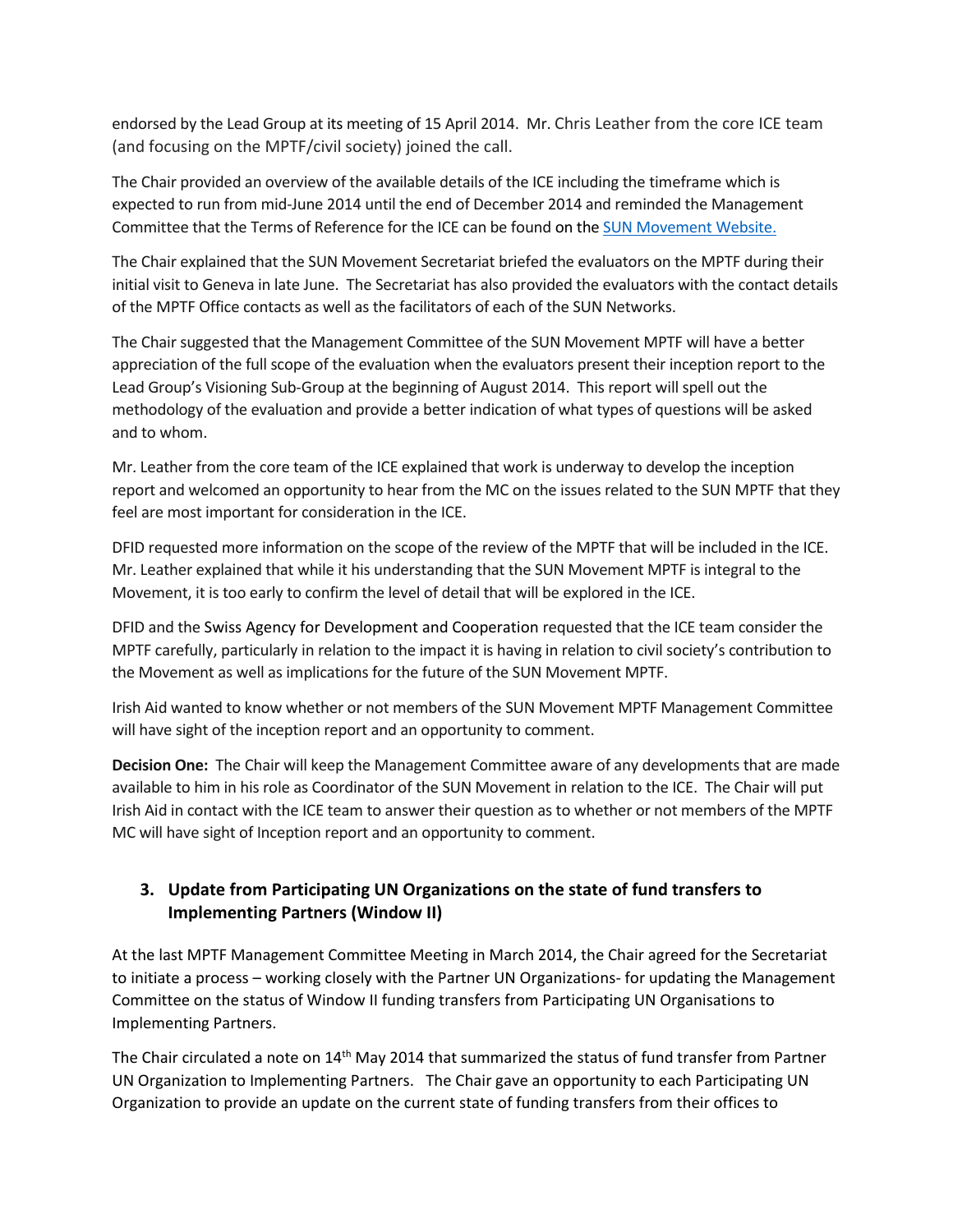endorsed by the Lead Group at its meeting of 15 April 2014. Mr. Chris Leather from the core ICE team (and focusing on the MPTF/civil society) joined the call.

The Chair provided an overview of the available details of the ICE including the timeframe which is expected to run from mid-June 2014 until the end of December 2014 and reminded the Management Committee that the Terms of Reference for the ICE can be found on the SUN Movement Website.

The Chair explained that the SUN Movement Secretariat briefed the evaluators on the MPTF during their initial visit to Geneva in late June. The Secretariat has also provided the evaluators with the contact details of the MPTF Office contacts as well as the facilitators of each of the SUN Networks.

The Chair suggested that the Management Committee of the SUN Movement MPTF will have a better appreciation of the full scope of the evaluation when the evaluators present their inception report to the Lead Group's Visioning Sub-Group at the beginning of August 2014. This report will spell out the methodology of the evaluation and provide a better indication of what types of questions will be asked and to whom.

Mr. Leather from the core team of the ICE explained that work is underway to develop the inception report and welcomed an opportunity to hear from the MC on the issues related to the SUN MPTF that they feel are most important for consideration in the ICE.

DFID requested more information on the scope of the review of the MPTF that will be included in the ICE. Mr. Leather explained that while it his understanding that the SUN Movement MPTF is integral to the Movement, it is too early to confirm the level of detail that will be explored in the ICE.

DFID and the Swiss Agency for Development and Cooperation requested that the ICE team consider the MPTF carefully, particularly in relation to the impact it is having in relation to civil society's contribution to the Movement as well as implications for the future of the SUN Movement MPTF.

Irish Aid wanted to know whether or not members of the SUN Movement MPTF Management Committee will have sight of the inception report and an opportunity to comment.

**Decision One:** The Chair will keep the Management Committee aware of any developments that are made available to him in his role as Coordinator of the SUN Movement in relation to the ICE. The Chair will put Irish Aid in contact with the ICE team to answer their question as to whether or not members of the MPTF MC will have sight of Inception report and an opportunity to comment.

## 3. Update from Participating UN Organizations on the state of fund transfers to Implementing Partners (Window II)

At the last MPTF Management Committee Meeting in March 2014, the Chair agreed for the Secretariat to initiate a process – working closely with the Partner UN Organizations- for updating the Management Committee on the status of Window II funding transfers from Participating UN Organisations to Implementing Partners.

The Chair circulated a note on 14th May 2014 that summarized the status of fund transfer from Partner UN Organization to Implementing Partners. The Chair gave an opportunity to each Participating UN Organization to provide an update on the current state of funding transfers from their offices to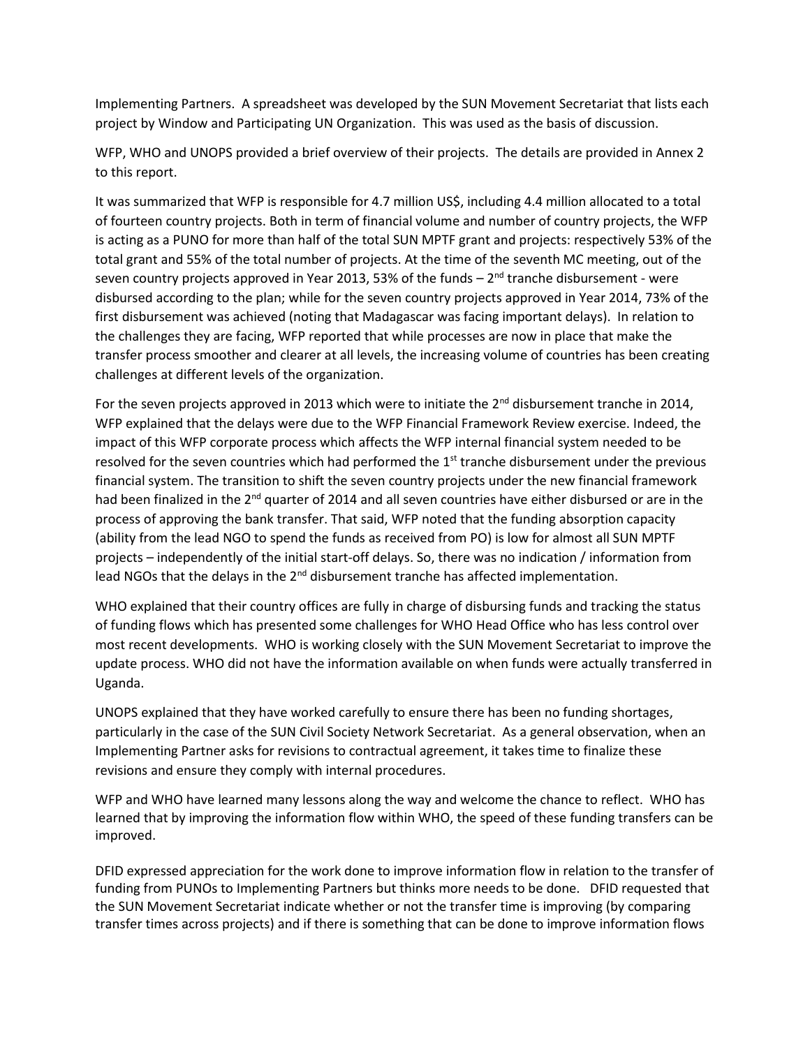Implementing Partners. A spreadsheet was developed by the SUN Movement Secretariat that lists each project by Window and Participating UN Organization. This was used as the basis of discussion.

WFP, WHO and UNOPS provided a brief overview of their projects. The details are provided in Annex 2 to this report.

It was summarized that WFP is responsible for 4.7 million US$, including 4.4 million allocated to a total of fourteen country projects. Both in term of financial volume and number of country projects, the WFP is acting as a PUNO for more than half of the total SUN MPTF grant and projects: respectively 53% of the total grant and 55% of the total number of projects. At the time of the seventh MC meeting, out of the seven country projects approved in Year 2013, 53% of the funds – 2nd tranche disbursement - were disbursed according to the plan; while for the seven country projects approved in Year 2014, 73% of the first disbursement was achieved (noting that Madagascar was facing important delays). In relation to the challenges they are facing, WFP reported that while processes are now in place that make the transfer process smoother and clearer at all levels, the increasing volume of countries has been creating challenges at different levels of the organization.

For the seven projects approved in 2013 which were to initiate the 2nd disbursement tranche in 2014, WFP explained that the delays were due to the WFP Financial Framework Review exercise. Indeed, the impact of this WFP corporate process which affects the WFP internal financial system needed to be resolved for the seven countries which had performed the 1st tranche disbursement under the previous financial system. The transition to shift the seven country projects under the new financial framework had been finalized in the 2nd quarter of 2014 and all seven countries have either disbursed or are in the process of approving the bank transfer. That said, WFP noted that the funding absorption capacity (ability from the lead NGO to spend the funds as received from PO) is low for almost all SUN MPTF projects – independently of the initial start-off delays. So, there was no indication / information from lead NGOs that the delays in the 2nd disbursement tranche has affected implementation.

WHO explained that their country offices are fully in charge of disbursing funds and tracking the status of funding flows which has presented some challenges for WHO Head Office who has less control over most recent developments. WHO is working closely with the SUN Movement Secretariat to improve the update process. WHO did not have the information available on when funds were actually transferred in Uganda.

UNOPS explained that they have worked carefully to ensure there has been no funding shortages, particularly in the case of the SUN Civil Society Network Secretariat. As a general observation, when an Implementing Partner asks for revisions to contractual agreement, it takes time to finalize these revisions and ensure they comply with internal procedures.

WFP and WHO have learned many lessons along the way and welcome the chance to reflect. WHO has learned that by improving the information flow within WHO, the speed of these funding transfers can be improved.

DFID expressed appreciation for the work done to improve information flow in relation to the transfer of funding from PUNOs to Implementing Partners but thinks more needs to be done. DFID requested that the SUN Movement Secretariat indicate whether or not the transfer time is improving (by comparing transfer times across projects) and if there is something that can be done to improve information flows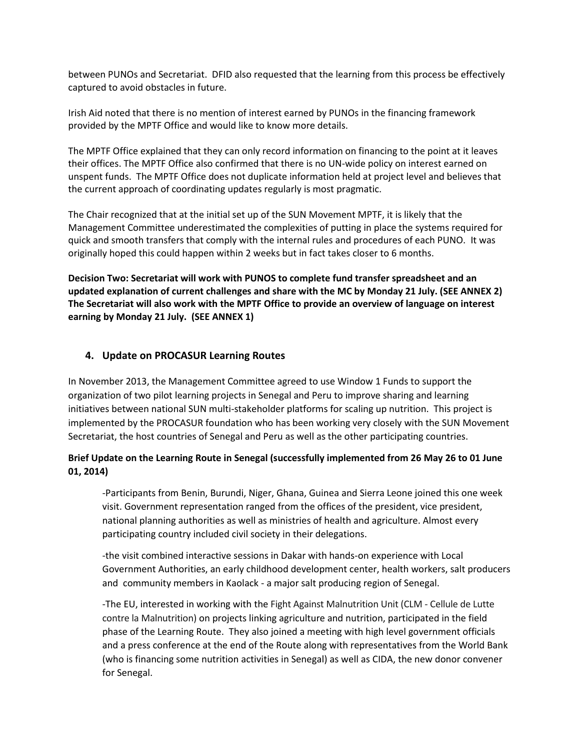between PUNOs and Secretariat. DFID also requested that the learning from this process be effectively captured to avoid obstacles in future.

Irish Aid noted that there is no mention of interest earned by PUNOs in the financing framework provided by the MPTF Office and would like to know more details.

The MPTF Office explained that they can only record information on financing to the point at it leaves their offices. The MPTF Office also confirmed that there is no UN-wide policy on interest earned on unspent funds. The MPTF Office does not duplicate information held at project level and believes that the current approach of coordinating updates regularly is most pragmatic.

The Chair recognized that at the initial set up of the SUN Movement MPTF, it is likely that the Management Committee underestimated the complexities of putting in place the systems required for quick and smooth transfers that comply with the internal rules and procedures of each PUNO. It was originally hoped this could happen within 2 weeks but in fact takes closer to 6 months.

**Decision Two: Secretariat will work with PUNOS to complete fund transfer spreadsheet and an updated explanation of current challenges and share with the MC by Monday 21 July. (SEE ANNEX 2) The Secretariat will also work with the MPTF Office to provide an overview of language on interest earning by Monday 21 July. (SEE ANNEX 1)**

## 4. Update on PROCASUR Learning Routes

In November 2013, the Management Committee agreed to use Window 1 Funds to support the organization of two pilot learning projects in Senegal and Peru to improve sharing and learning initiatives between national SUN multi-stakeholder platforms for scaling up nutrition. This project is implemented by the PROCASUR foundation who has been working very closely with the SUN Movement Secretariat, the host countries of Senegal and Peru as well as the other participating countries.

**Brief Update on the Learning Route in Senegal (successfully implemented from 26 May 26 to 01 June 01, 2014)**

-Participants from Benin, Burundi, Niger, Ghana, Guinea and Sierra Leone joined this one week visit. Government representation ranged from the offices of the president, vice president, national planning authorities as well as ministries of health and agriculture. Almost every participating country included civil society in their delegations.

-the visit combined interactive sessions in Dakar with hands-on experience with Local Government Authorities, an early childhood development center, health workers, salt producers and community members in Kaolack - a major salt producing region of Senegal.

-The EU, interested in working with the Fight Against Malnutrition Unit (CLM - Cellule de Lutte contre la Malnutrition) on projects linking agriculture and nutrition, participated in the field phase of the Learning Route. They also joined a meeting with high level government officials and a press conference at the end of the Route along with representatives from the World Bank (who is financing some nutrition activities in Senegal) as well as CIDA, the new donor convener for Senegal.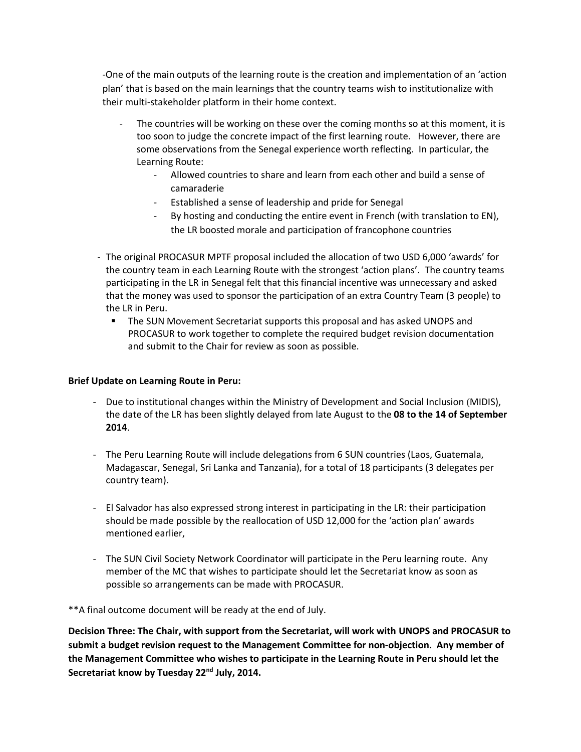-One of the main outputs of the learning route is the creation and implementation of an 'action plan' that is based on the main learnings that the country teams wish to institutionalize with their multi-stakeholder platform in their home context.

- The countries will be working on these over the coming months so at this moment, it is too soon to judge the concrete impact of the first learning route. However, there are some observations from the Senegal experience worth reflecting. In particular, the Learning Route:
  - Allowed countries to share and learn from each other and build a sense of camaraderie
  - Established a sense of leadership and pride for Senegal
  - By hosting and conducting the entire event in French (with translation to EN), the LR boosted morale and participation of francophone countries

- The original PROCASUR MPTF proposal included the allocation of two USD 6,000 'awards' for the country team in each Learning Route with the strongest 'action plans'. The country teams participating in the LR in Senegal felt that this financial incentive was unnecessary and asked that the money was used to sponsor the participation of an extra Country Team (3 people) to the LR in Peru.
  - The SUN Movement Secretariat supports this proposal and has asked UNOPS and PROCASUR to work together to complete the required budget revision documentation and submit to the Chair for review as soon as possible.

**Brief Update on Learning Route in Peru:**

- Due to institutional changes within the Ministry of Development and Social Inclusion (MIDIS), the date of the LR has been slightly delayed from late August to the **08 to the 14 of September 2014**.

- The Peru Learning Route will include delegations from 6 SUN countries (Laos, Guatemala, Madagascar, Senegal, Sri Lanka and Tanzania), for a total of 18 participants (3 delegates per country team).

- El Salvador has also expressed strong interest in participating in the LR: their participation should be made possible by the reallocation of USD 12,000 for the 'action plan' awards mentioned earlier,

- The SUN Civil Society Network Coordinator will participate in the Peru learning route. Any member of the MC that wishes to participate should let the Secretariat know as soon as possible so arrangements can be made with PROCASUR.

**A final outcome document will be ready at the end of July.

**Decision Three: The Chair, with support from the Secretariat, will work with UNOPS and PROCASUR to submit a budget revision request to the Management Committee for non-objection. Any member of the Management Committee who wishes to participate in the Learning Route in Peru should let the Secretariat know by Tuesday 22nd July, 2014.**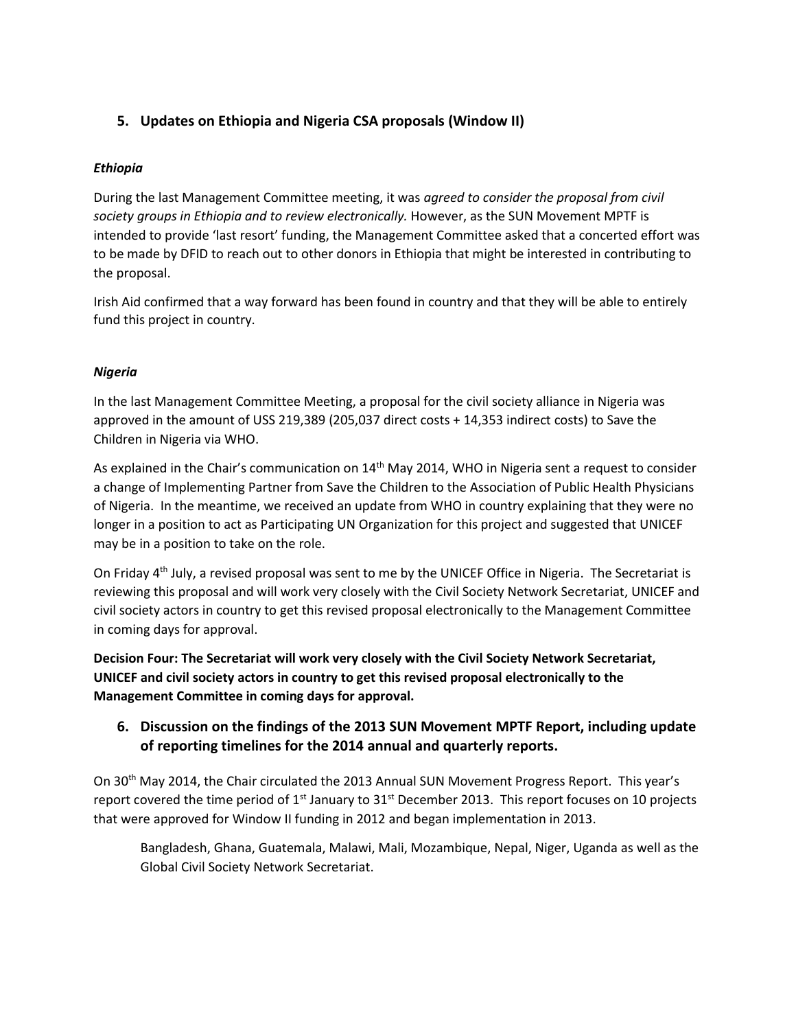## 5. Updates on Ethiopia and Nigeria CSA proposals (Window II)

***Ethiopia***

During the last Management Committee meeting, it was *agreed to consider the proposal from civil society groups in Ethiopia and to review electronically.* However, as the SUN Movement MPTF is intended to provide 'last resort' funding, the Management Committee asked that a concerted effort was to be made by DFID to reach out to other donors in Ethiopia that might be interested in contributing to the proposal.

Irish Aid confirmed that a way forward has been found in country and that they will be able to entirely fund this project in country.

***Nigeria***

In the last Management Committee Meeting, a proposal for the civil society alliance in Nigeria was approved in the amount of USS 219,389 (205,037 direct costs + 14,353 indirect costs) to Save the Children in Nigeria via WHO.

As explained in the Chair's communication on 14th May 2014, WHO in Nigeria sent a request to consider a change of Implementing Partner from Save the Children to the Association of Public Health Physicians of Nigeria. In the meantime, we received an update from WHO in country explaining that they were no longer in a position to act as Participating UN Organization for this project and suggested that UNICEF may be in a position to take on the role.

On Friday 4th July, a revised proposal was sent to me by the UNICEF Office in Nigeria. The Secretariat is reviewing this proposal and will work very closely with the Civil Society Network Secretariat, UNICEF and civil society actors in country to get this revised proposal electronically to the Management Committee in coming days for approval.

**Decision Four: The Secretariat will work very closely with the Civil Society Network Secretariat, UNICEF and civil society actors in country to get this revised proposal electronically to the Management Committee in coming days for approval.**

## 6. Discussion on the findings of the 2013 SUN Movement MPTF Report, including update of reporting timelines for the 2014 annual and quarterly reports.

On 30th May 2014, the Chair circulated the 2013 Annual SUN Movement Progress Report. This year's report covered the time period of 1st January to 31st December 2013. This report focuses on 10 projects that were approved for Window II funding in 2012 and began implementation in 2013.

> Bangladesh, Ghana, Guatemala, Malawi, Mali, Mozambique, Nepal, Niger, Uganda as well as the Global Civil Society Network Secretariat.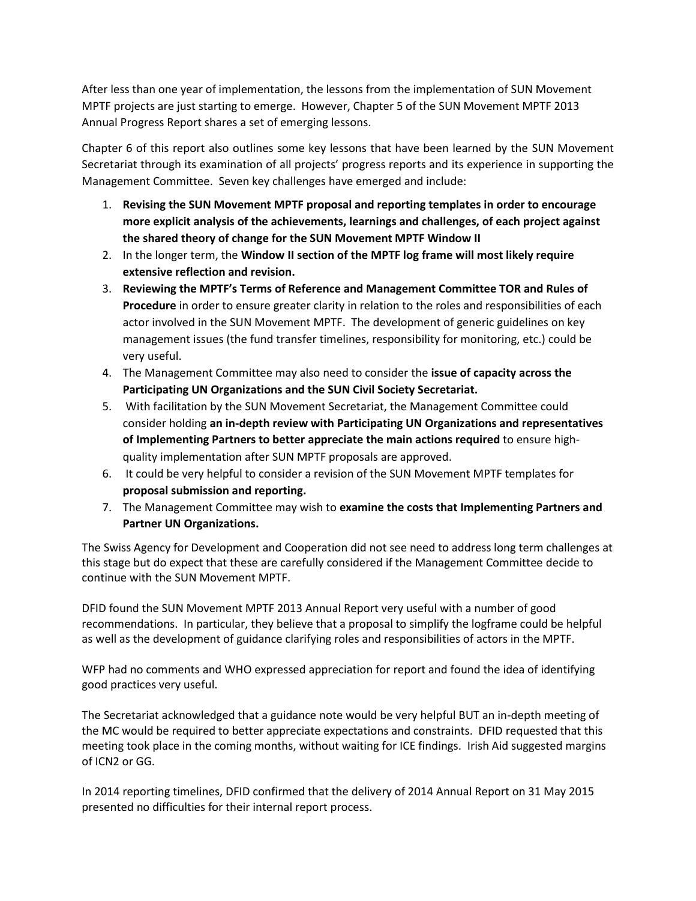After less than one year of implementation, the lessons from the implementation of SUN Movement MPTF projects are just starting to emerge. However, Chapter 5 of the SUN Movement MPTF 2013 Annual Progress Report shares a set of emerging lessons.

Chapter 6 of this report also outlines some key lessons that have been learned by the SUN Movement Secretariat through its examination of all projects' progress reports and its experience in supporting the Management Committee. Seven key challenges have emerged and include:

1. **Revising the SUN Movement MPTF proposal and reporting templates in order to encourage more explicit analysis of the achievements, learnings and challenges, of each project against the shared theory of change for the SUN Movement MPTF Window II**
2. In the longer term, the **Window II section of the MPTF log frame will most likely require extensive reflection and revision.**
3. **Reviewing the MPTF's Terms of Reference and Management Committee TOR and Rules of Procedure** in order to ensure greater clarity in relation to the roles and responsibilities of each actor involved in the SUN Movement MPTF. The development of generic guidelines on key management issues (the fund transfer timelines, responsibility for monitoring, etc.) could be very useful.
4. The Management Committee may also need to consider the **issue of capacity across the Participating UN Organizations and the SUN Civil Society Secretariat.**
5. With facilitation by the SUN Movement Secretariat, the Management Committee could consider holding **an in-depth review with Participating UN Organizations and representatives of Implementing Partners to better appreciate the main actions required** to ensure high-quality implementation after SUN MPTF proposals are approved.
6. It could be very helpful to consider a revision of the SUN Movement MPTF templates for **proposal submission and reporting.**
7. The Management Committee may wish to **examine the costs that Implementing Partners and Partner UN Organizations.**

The Swiss Agency for Development and Cooperation did not see need to address long term challenges at this stage but do expect that these are carefully considered if the Management Committee decide to continue with the SUN Movement MPTF.

DFID found the SUN Movement MPTF 2013 Annual Report very useful with a number of good recommendations. In particular, they believe that a proposal to simplify the logframe could be helpful as well as the development of guidance clarifying roles and responsibilities of actors in the MPTF.

WFP had no comments and WHO expressed appreciation for report and found the idea of identifying good practices very useful.

The Secretariat acknowledged that a guidance note would be very helpful BUT an in-depth meeting of the MC would be required to better appreciate expectations and constraints. DFID requested that this meeting took place in the coming months, without waiting for ICE findings. Irish Aid suggested margins of ICN2 or GG.

In 2014 reporting timelines, DFID confirmed that the delivery of 2014 Annual Report on 31 May 2015 presented no difficulties for their internal report process.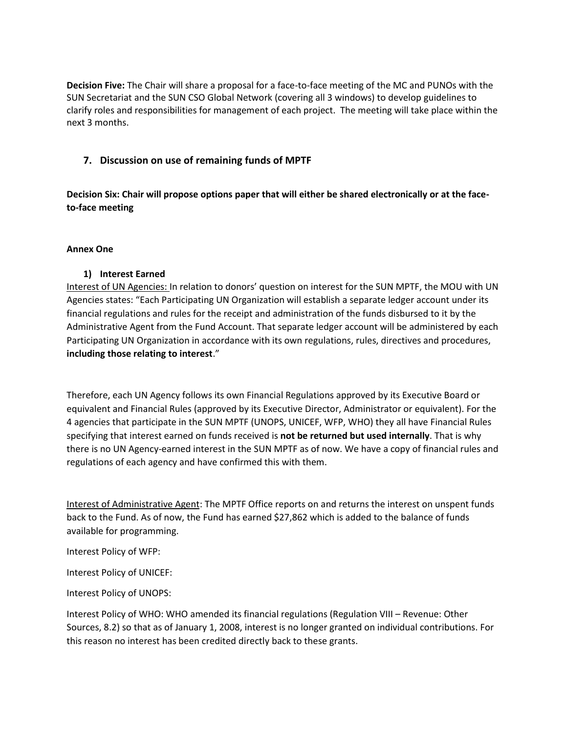**Decision Five:** The Chair will share a proposal for a face-to-face meeting of the MC and PUNOs with the SUN Secretariat and the SUN CSO Global Network (covering all 3 windows) to develop guidelines to clarify roles and responsibilities for management of each project. The meeting will take place within the next 3 months.

## 7. Discussion on use of remaining funds of MPTF

**Decision Six: Chair will propose options paper that will either be shared electronically or at the face-to-face meeting**

**Annex One**

### 1) Interest Earned

Interest of UN Agencies: In relation to donors' question on interest for the SUN MPTF, the MOU with UN Agencies states: "Each Participating UN Organization will establish a separate ledger account under its financial regulations and rules for the receipt and administration of the funds disbursed to it by the Administrative Agent from the Fund Account. That separate ledger account will be administered by each Participating UN Organization in accordance with its own regulations, rules, directives and procedures, **including those relating to interest**."

Therefore, each UN Agency follows its own Financial Regulations approved by its Executive Board or equivalent and Financial Rules (approved by its Executive Director, Administrator or equivalent). For the 4 agencies that participate in the SUN MPTF (UNOPS, UNICEF, WFP, WHO) they all have Financial Rules specifying that interest earned on funds received is **not be returned but used internally**. That is why there is no UN Agency-earned interest in the SUN MPTF as of now. We have a copy of financial rules and regulations of each agency and have confirmed this with them.

Interest of Administrative Agent: The MPTF Office reports on and returns the interest on unspent funds back to the Fund. As of now, the Fund has earned $27,862 which is added to the balance of funds available for programming.

Interest Policy of WFP:

Interest Policy of UNICEF:

Interest Policy of UNOPS:

Interest Policy of WHO: WHO amended its financial regulations (Regulation VIII – Revenue: Other Sources, 8.2) so that as of January 1, 2008, interest is no longer granted on individual contributions. For this reason no interest has been credited directly back to these grants.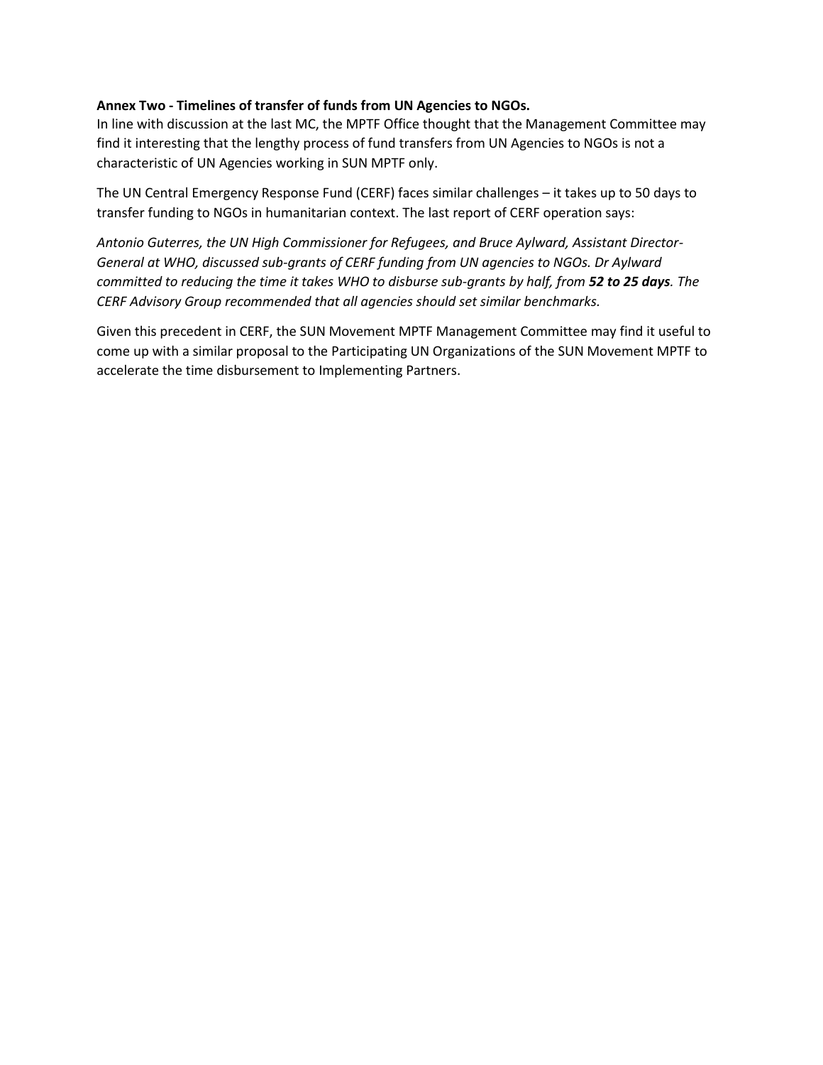**Annex Two - Timelines of transfer of funds from UN Agencies to NGOs.**

In line with discussion at the last MC, the MPTF Office thought that the Management Committee may find it interesting that the lengthy process of fund transfers from UN Agencies to NGOs is not a characteristic of UN Agencies working in SUN MPTF only.

The UN Central Emergency Response Fund (CERF) faces similar challenges – it takes up to 50 days to transfer funding to NGOs in humanitarian context. The last report of CERF operation says:

*Antonio Guterres, the UN High Commissioner for Refugees, and Bruce Aylward, Assistant Director-General at WHO, discussed sub-grants of CERF funding from UN agencies to NGOs. Dr Aylward committed to reducing the time it takes WHO to disburse sub-grants by half, from **52 to 25 days**. The CERF Advisory Group recommended that all agencies should set similar benchmarks.*

Given this precedent in CERF, the SUN Movement MPTF Management Committee may find it useful to come up with a similar proposal to the Participating UN Organizations of the SUN Movement MPTF to accelerate the time disbursement to Implementing Partners.